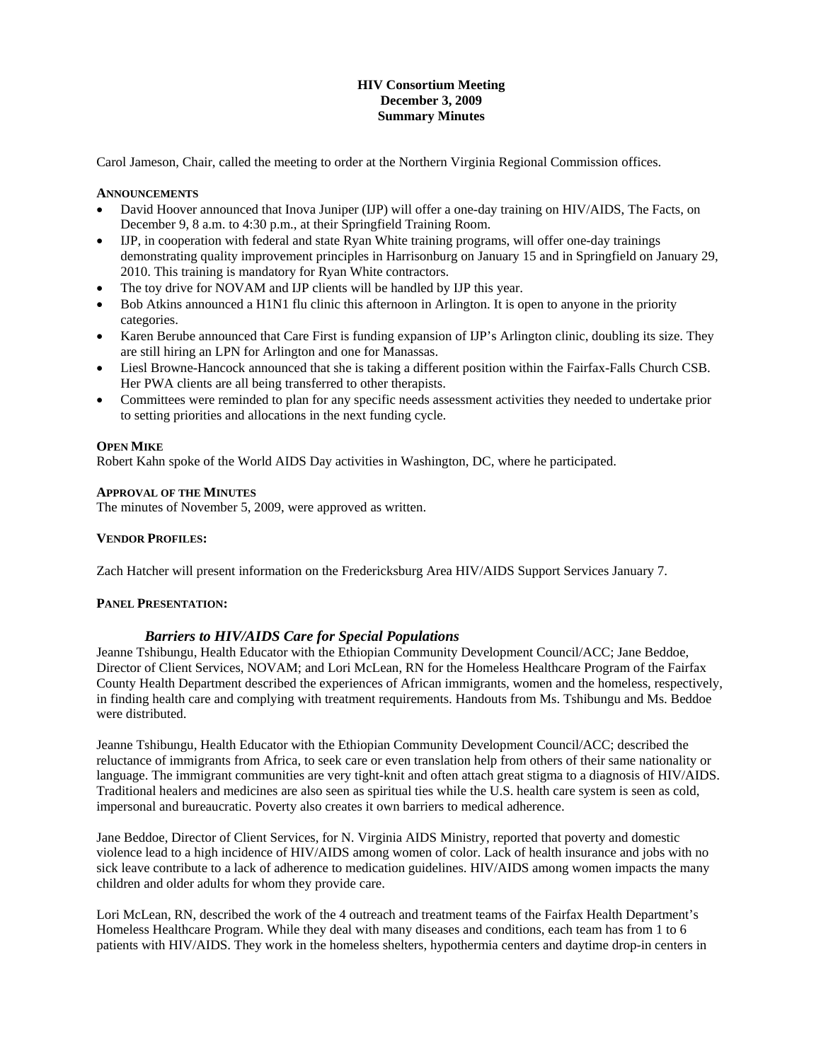**HIV Consortium Meeting**
**December 3, 2009**
**Summary Minutes**

Carol Jameson, Chair, called the meeting to order at the Northern Virginia Regional Commission offices.

**ANNOUNCEMENTS**

- David Hoover announced that Inova Juniper (IJP) will offer a one-day training on HIV/AIDS, The Facts, on December 9, 8 a.m. to 4:30 p.m., at their Springfield Training Room.
- IJP, in cooperation with federal and state Ryan White training programs, will offer one-day trainings demonstrating quality improvement principles in Harrisonburg on January 15 and in Springfield on January 29, 2010. This training is mandatory for Ryan White contractors.
- The toy drive for NOVAM and IJP clients will be handled by IJP this year.
- Bob Atkins announced a H1N1 flu clinic this afternoon in Arlington. It is open to anyone in the priority categories.
- Karen Berube announced that Care First is funding expansion of IJP's Arlington clinic, doubling its size. They are still hiring an LPN for Arlington and one for Manassas.
- Liesl Browne-Hancock announced that she is taking a different position within the Fairfax-Falls Church CSB. Her PWA clients are all being transferred to other therapists.
- Committees were reminded to plan for any specific needs assessment activities they needed to undertake prior to setting priorities and allocations in the next funding cycle.

**OPEN MIKE**

Robert Kahn spoke of the World AIDS Day activities in Washington, DC, where he participated.

**APPROVAL OF THE MINUTES**

The minutes of November 5, 2009, were approved as written.

**VENDOR PROFILES:**

Zach Hatcher will present information on the Fredericksburg Area HIV/AIDS Support Services January 7.

**PANEL PRESENTATION:**

***Barriers to HIV/AIDS Care for Special Populations***

Jeanne Tshibungu, Health Educator with the Ethiopian Community Development Council/ACC; Jane Beddoe, Director of Client Services, NOVAM; and Lori McLean, RN for the Homeless Healthcare Program of the Fairfax County Health Department described the experiences of African immigrants, women and the homeless, respectively, in finding health care and complying with treatment requirements. Handouts from Ms. Tshibungu and Ms. Beddoe were distributed.

Jeanne Tshibungu, Health Educator with the Ethiopian Community Development Council/ACC; described the reluctance of immigrants from Africa, to seek care or even translation help from others of their same nationality or language. The immigrant communities are very tight-knit and often attach great stigma to a diagnosis of HIV/AIDS. Traditional healers and medicines are also seen as spiritual ties while the U.S. health care system is seen as cold, impersonal and bureaucratic. Poverty also creates it own barriers to medical adherence.

Jane Beddoe, Director of Client Services, for N. Virginia AIDS Ministry, reported that poverty and domestic violence lead to a high incidence of HIV/AIDS among women of color. Lack of health insurance and jobs with no sick leave contribute to a lack of adherence to medication guidelines. HIV/AIDS among women impacts the many children and older adults for whom they provide care.

Lori McLean, RN, described the work of the 4 outreach and treatment teams of the Fairfax Health Department's Homeless Healthcare Program. While they deal with many diseases and conditions, each team has from 1 to 6 patients with HIV/AIDS. They work in the homeless shelters, hypothermia centers and daytime drop-in centers in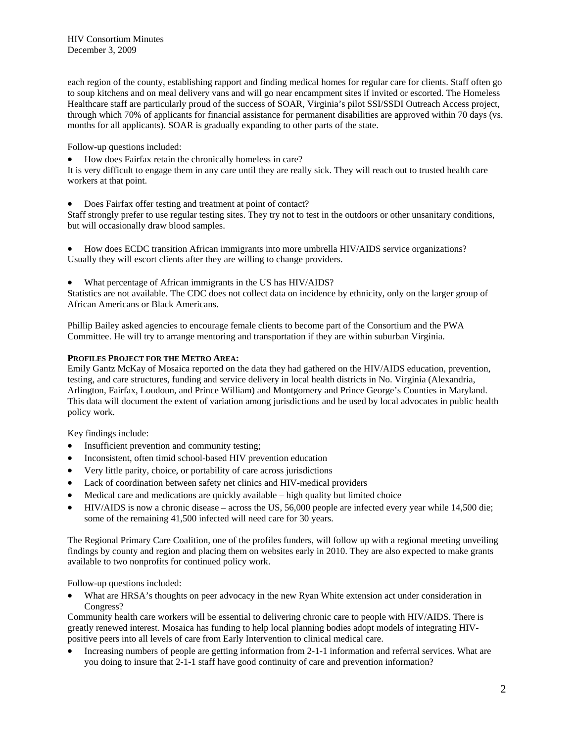each region of the county, establishing rapport and finding medical homes for regular care for clients. Staff often go to soup kitchens and on meal delivery vans and will go near encampment sites if invited or escorted. The Homeless Healthcare staff are particularly proud of the success of SOAR, Virginia's pilot SSI/SSDI Outreach Access project, through which 70% of applicants for financial assistance for permanent disabilities are approved within 70 days (vs. months for all applicants). SOAR is gradually expanding to other parts of the state.

Follow-up questions included:

- How does Fairfax retain the chronically homeless in care?

It is very difficult to engage them in any care until they are really sick. They will reach out to trusted health care workers at that point.

- Does Fairfax offer testing and treatment at point of contact?

Staff strongly prefer to use regular testing sites. They try not to test in the outdoors or other unsanitary conditions, but will occasionally draw blood samples.

- How does ECDC transition African immigrants into more umbrella HIV/AIDS service organizations?

Usually they will escort clients after they are willing to change providers.

- What percentage of African immigrants in the US has HIV/AIDS?

Statistics are not available. The CDC does not collect data on incidence by ethnicity, only on the larger group of African Americans or Black Americans.

Phillip Bailey asked agencies to encourage female clients to become part of the Consortium and the PWA Committee. He will try to arrange mentoring and transportation if they are within suburban Virginia.

**PROFILES PROJECT FOR THE METRO AREA:**

Emily Gantz McKay of Mosaica reported on the data they had gathered on the HIV/AIDS education, prevention, testing, and care structures, funding and service delivery in local health districts in No. Virginia (Alexandria, Arlington, Fairfax, Loudoun, and Prince William) and Montgomery and Prince George's Counties in Maryland. This data will document the extent of variation among jurisdictions and be used by local advocates in public health policy work.

Key findings include:

- Insufficient prevention and community testing;
- Inconsistent, often timid school-based HIV prevention education
- Very little parity, choice, or portability of care across jurisdictions
- Lack of coordination between safety net clinics and HIV-medical providers
- Medical care and medications are quickly available – high quality but limited choice
- HIV/AIDS is now a chronic disease – across the US, 56,000 people are infected every year while 14,500 die; some of the remaining 41,500 infected will need care for 30 years.

The Regional Primary Care Coalition, one of the profiles funders, will follow up with a regional meeting unveiling findings by county and region and placing them on websites early in 2010. They are also expected to make grants available to two nonprofits for continued policy work.

Follow-up questions included:

- What are HRSA's thoughts on peer advocacy in the new Ryan White extension act under consideration in Congress?

Community health care workers will be essential to delivering chronic care to people with HIV/AIDS. There is greatly renewed interest. Mosaica has funding to help local planning bodies adopt models of integrating HIV-positive peers into all levels of care from Early Intervention to clinical medical care.

- Increasing numbers of people are getting information from 2-1-1 information and referral services. What are you doing to insure that 2-1-1 staff have good continuity of care and prevention information?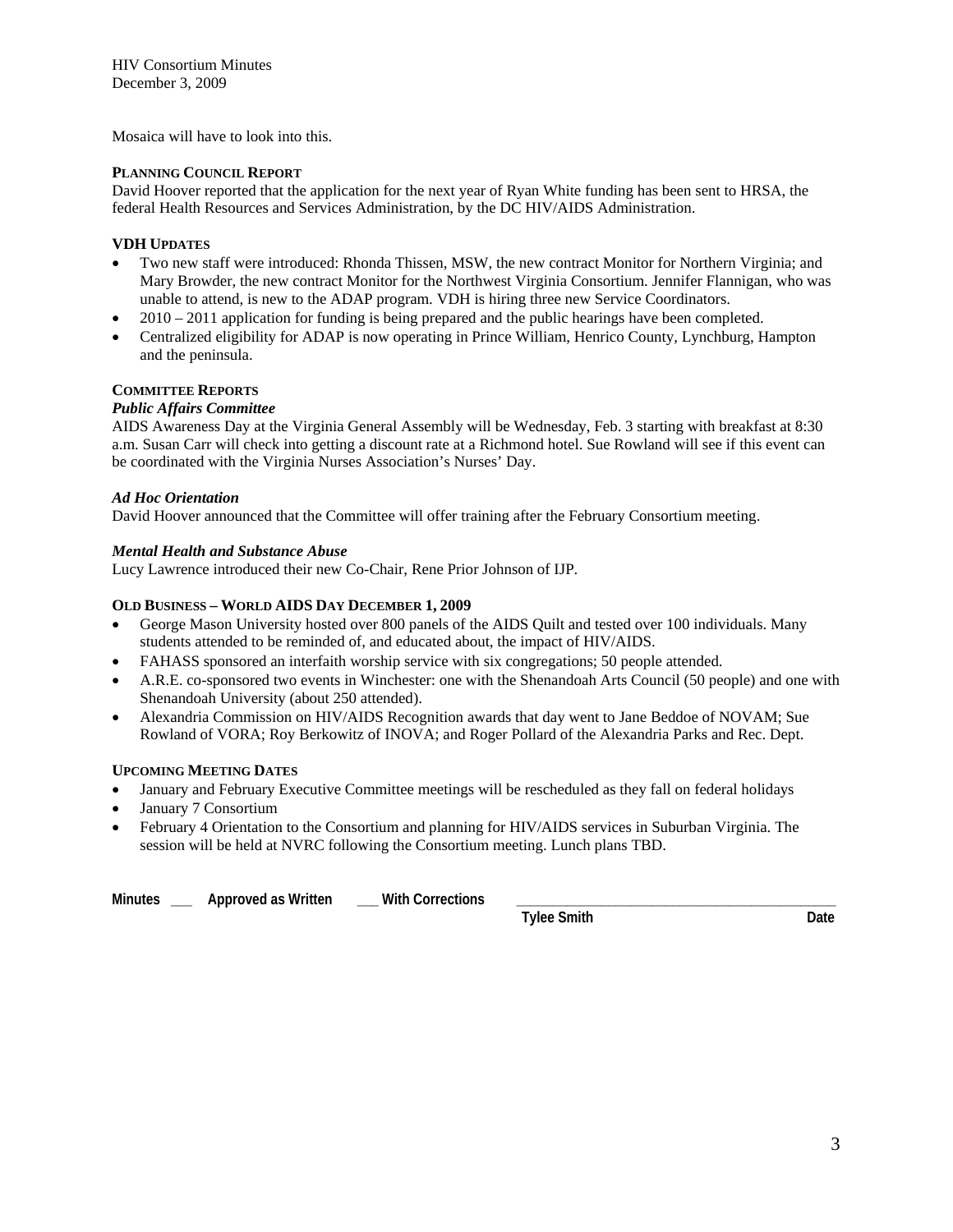Mosaica will have to look into this.

**PLANNING COUNCIL REPORT**

David Hoover reported that the application for the next year of Ryan White funding has been sent to HRSA, the federal Health Resources and Services Administration, by the DC HIV/AIDS Administration.

**VDH UPDATES**

- Two new staff were introduced: Rhonda Thissen, MSW, the new contract Monitor for Northern Virginia; and Mary Browder, the new contract Monitor for the Northwest Virginia Consortium. Jennifer Flannigan, who was unable to attend, is new to the ADAP program. VDH is hiring three new Service Coordinators.
- 2010 – 2011 application for funding is being prepared and the public hearings have been completed.
- Centralized eligibility for ADAP is now operating in Prince William, Henrico County, Lynchburg, Hampton and the peninsula.

**COMMITTEE REPORTS**

***Public Affairs Committee***

AIDS Awareness Day at the Virginia General Assembly will be Wednesday, Feb. 3 starting with breakfast at 8:30 a.m. Susan Carr will check into getting a discount rate at a Richmond hotel. Sue Rowland will see if this event can be coordinated with the Virginia Nurses Association's Nurses' Day.

***Ad Hoc Orientation***

David Hoover announced that the Committee will offer training after the February Consortium meeting.

***Mental Health and Substance Abuse***

Lucy Lawrence introduced their new Co-Chair, Rene Prior Johnson of IJP.

**OLD BUSINESS – WORLD AIDS DAY DECEMBER 1, 2009**

- George Mason University hosted over 800 panels of the AIDS Quilt and tested over 100 individuals. Many students attended to be reminded of, and educated about, the impact of HIV/AIDS.
- FAHASS sponsored an interfaith worship service with six congregations; 50 people attended.
- A.R.E. co-sponsored two events in Winchester: one with the Shenandoah Arts Council (50 people) and one with Shenandoah University (about 250 attended).
- Alexandria Commission on HIV/AIDS Recognition awards that day went to Jane Beddoe of NOVAM; Sue Rowland of VORA; Roy Berkowitz of INOVA; and Roger Pollard of the Alexandria Parks and Rec. Dept.

**UPCOMING MEETING DATES**

- January and February Executive Committee meetings will be rescheduled as they fall on federal holidays
- January 7 Consortium
- February 4 Orientation to the Consortium and planning for HIV/AIDS services in Suburban Virginia. The session will be held at NVRC following the Consortium meeting. Lunch plans TBD.

**Minutes** \_\_\_ **Approved as Written** \_\_\_ **With Corrections** \_\_\_\_\_\_\_\_\_\_\_\_\_\_\_\_\_\_\_\_\_\_\_\_\_\_\_\_\_\_\_\_\_\_\_\_\_\_\_\_\_\_\_\_

**Tylee Smith** **Date**